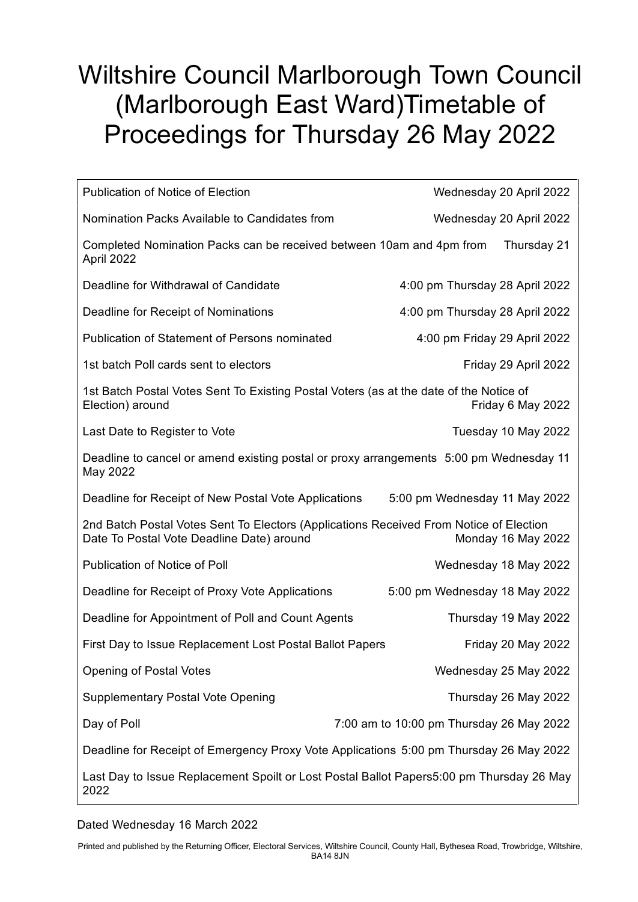# Wiltshire Council Marlborough Town Council (Marlborough East Ward)Timetable of Proceedings for Thursday 26 May 2022

| Event | Date |
|---|---|
| Publication of Notice of Election | Wednesday 20 April 2022 |
| Nomination Packs Available to Candidates from | Wednesday 20 April 2022 |
| Completed Nomination Packs can be received between 10am and 4pm from | Thursday 21 April 2022 |
| Deadline for Withdrawal of Candidate | 4:00 pm Thursday 28 April 2022 |
| Deadline for Receipt of Nominations | 4:00 pm Thursday 28 April 2022 |
| Publication of Statement of Persons nominated | 4:00 pm Friday 29 April 2022 |
| 1st batch Poll cards sent to electors | Friday 29 April 2022 |
| 1st Batch Postal Votes Sent To Existing Postal Voters (as at the date of the Notice of Election) around | Friday 6 May 2022 |
| Last Date to Register to Vote | Tuesday 10 May 2022 |
| Deadline to cancel or amend existing postal or proxy arrangements | 5:00 pm Wednesday 11 May 2022 |
| Deadline for Receipt of New Postal Vote Applications | 5:00 pm Wednesday 11 May 2022 |
| 2nd Batch Postal Votes Sent To Electors (Applications Received From Notice of Election Date To Postal Vote Deadline Date) around | Monday 16 May 2022 |
| Publication of Notice of Poll | Wednesday 18 May 2022 |
| Deadline for Receipt of Proxy Vote Applications | 5:00 pm Wednesday 18 May 2022 |
| Deadline for Appointment of Poll and Count Agents | Thursday 19 May 2022 |
| First Day to Issue Replacement Lost Postal Ballot Papers | Friday 20 May 2022 |
| Opening of Postal Votes | Wednesday 25 May 2022 |
| Supplementary Postal Vote Opening | Thursday 26 May 2022 |
| Day of Poll | 7:00 am to 10:00 pm Thursday 26 May 2022 |
| Deadline for Receipt of Emergency Proxy Vote Applications | 5:00 pm Thursday 26 May 2022 |
| Last Day to Issue Replacement Spoilt or Lost Postal Ballot Papers | 5:00 pm Thursday 26 May 2022 |

Dated Wednesday 16 March 2022

Printed and published by the Returning Officer, Electoral Services, Wiltshire Council, County Hall, Bythesea Road, Trowbridge, Wiltshire, BA14 8JN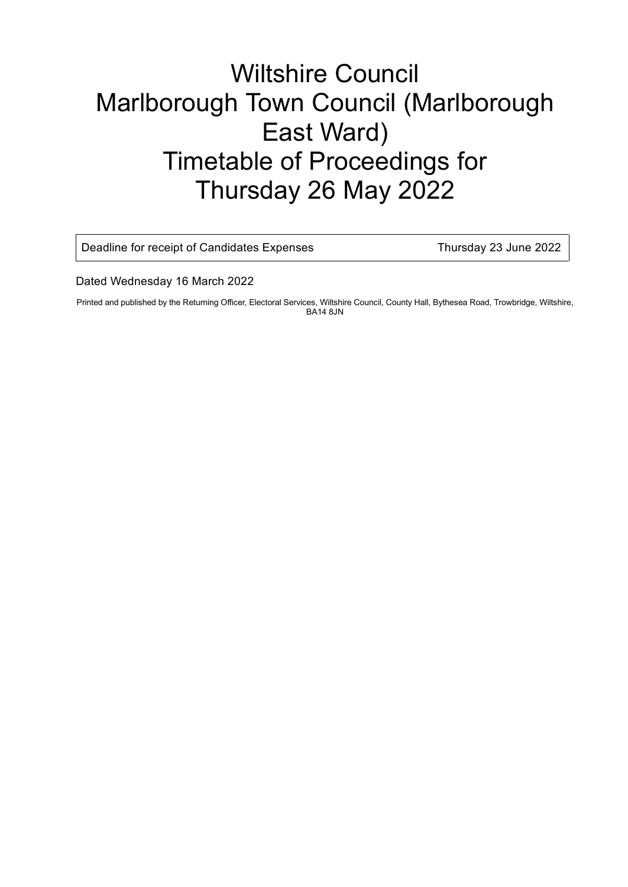# Wiltshire Council
# Marlborough Town Council (Marlborough East Ward)
# Timetable of Proceedings for Thursday 26 May 2022

| | |
|---|---|
| Deadline for receipt of Candidates Expenses | Thursday 23 June 2022 |

Dated Wednesday 16 March 2022

Printed and published by the Returning Officer, Electoral Services, Wiltshire Council, County Hall, Bythesea Road, Trowbridge, Wiltshire, BA14 8JN